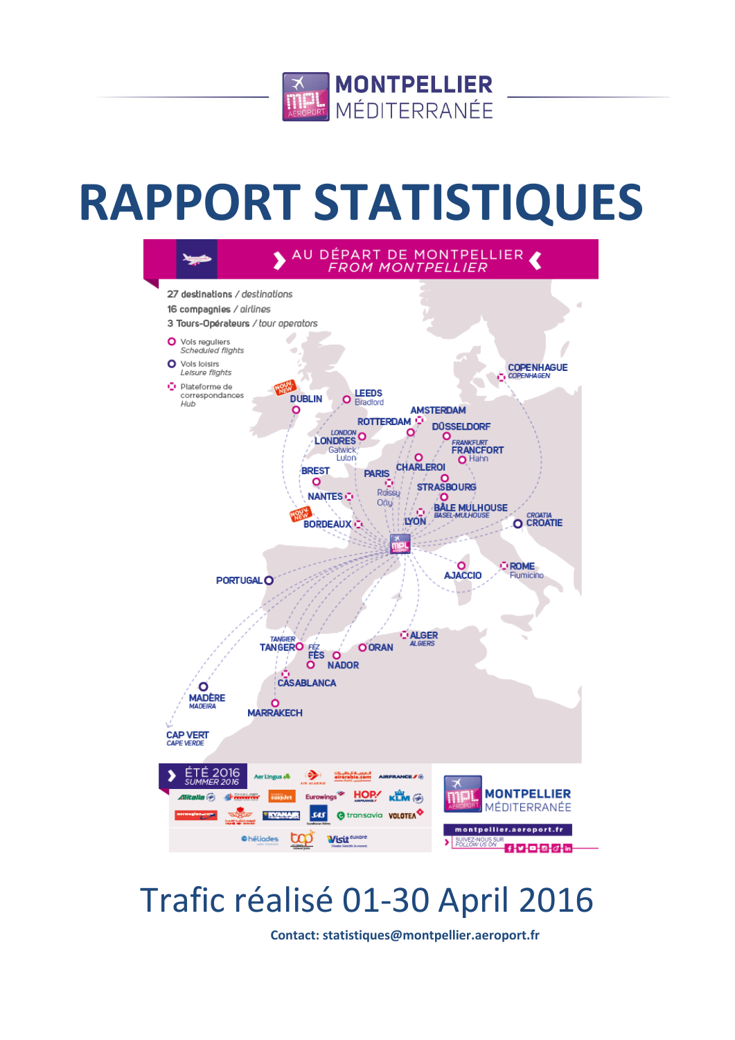MONTPELLIER MÉDITERRANÉE

# RAPPORT STATISTIQUES

AU DÉPART DE MONTPELLIER
*FROM MONTPELLIER*

27 destinations / *destinations*
16 compagnies / *airlines*
3 Tours-Opérateurs / *tour operators*

Vols reguliers
*Scheduled flights*

Vols loisirs
*Leisure flights*

Plateforme de correspondances
*Hub*

DUBLIN, LEEDS Bradford, COPENHAGUE *COPENHAGEN*, AMSTERDAM, ROTTERDAM, DÜSSELDORF, LONDRES *LONDON* Gatwick Luton, FRANCFORT *FRANKFURT* Hahn, CHARLEROI, BREST, PARIS Roissy Orly, STRASBOURG, NANTES, BÂLE MULHOUSE *BASEL-MULHOUSE*, BORDEAUX, LYON, CROATIE *CROATIA*, PORTUGAL, AJACCIO, ROME Fiumicino, ALGER *ALGIERS*, TANGER *TANGIER*, FÈS *FEZ*, ORAN, NADOR, CASABLANCA, MADÈRE *MADEIRA*, MARRAKECH, CAP VERT *CAPE VERDE*

ÉTÉ 2016
*SUMMER 2016*

montpellier.aeroport.fr

SUIVEZ-NOUS SUR
*FOLLOW US ON*

## Trafic réalisé 01-30 April 2016

**Contact: statistiques@montpellier.aeroport.fr**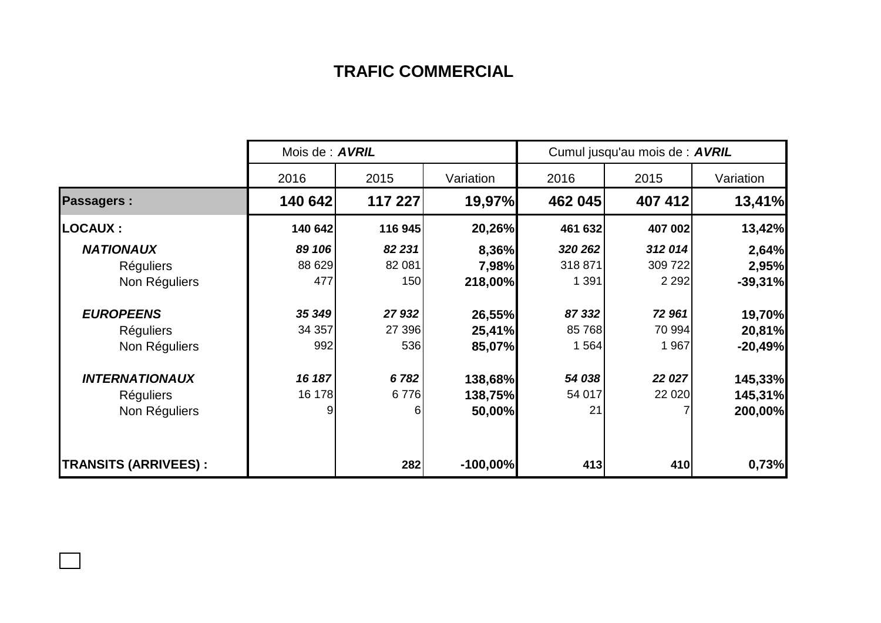# TRAFIC COMMERCIAL

| | Mois de : ***AVRIL*** | | | Cumul jusqu'au mois de : ***AVRIL*** | | |
|---|---|---|---|---|---|---|
| | 2016 | 2015 | Variation | 2016 | 2015 | Variation |
| **Passagers :** | **140 642** | **117 227** | **19,97%** | **462 045** | **407 412** | **13,41%** |
| **LOCAUX :** | **140 642** | **116 945** | **20,26%** | **461 632** | **407 002** | **13,42%** |
| ***NATIONAUX*** | ***89 106*** | ***82 231*** | **8,36%** | ***320 262*** | ***312 014*** | **2,64%** |
| Réguliers | 88 629 | 82 081 | **7,98%** | 318 871 | 309 722 | **2,95%** |
| Non Réguliers | 477 | 150 | **218,00%** | 1 391 | 2 292 | **-39,31%** |
| ***EUROPEENS*** | ***35 349*** | ***27 932*** | **26,55%** | ***87 332*** | ***72 961*** | **19,70%** |
| Réguliers | 34 357 | 27 396 | **25,41%** | 85 768 | 70 994 | **20,81%** |
| Non Réguliers | 992 | 536 | **85,07%** | 1 564 | 1 967 | **-20,49%** |
| ***INTERNATIONAUX*** | ***16 187*** | ***6 782*** | **138,68%** | ***54 038*** | ***22 027*** | **145,33%** |
| Réguliers | 16 178 | 6 776 | **138,75%** | 54 017 | 22 020 | **145,31%** |
| Non Réguliers | 9 | 6 | **50,00%** | 21 | 7 | **200,00%** |
| **TRANSITS (ARRIVEES) :** | | **282** | **-100,00%** | **413** | **410** | **0,73%** |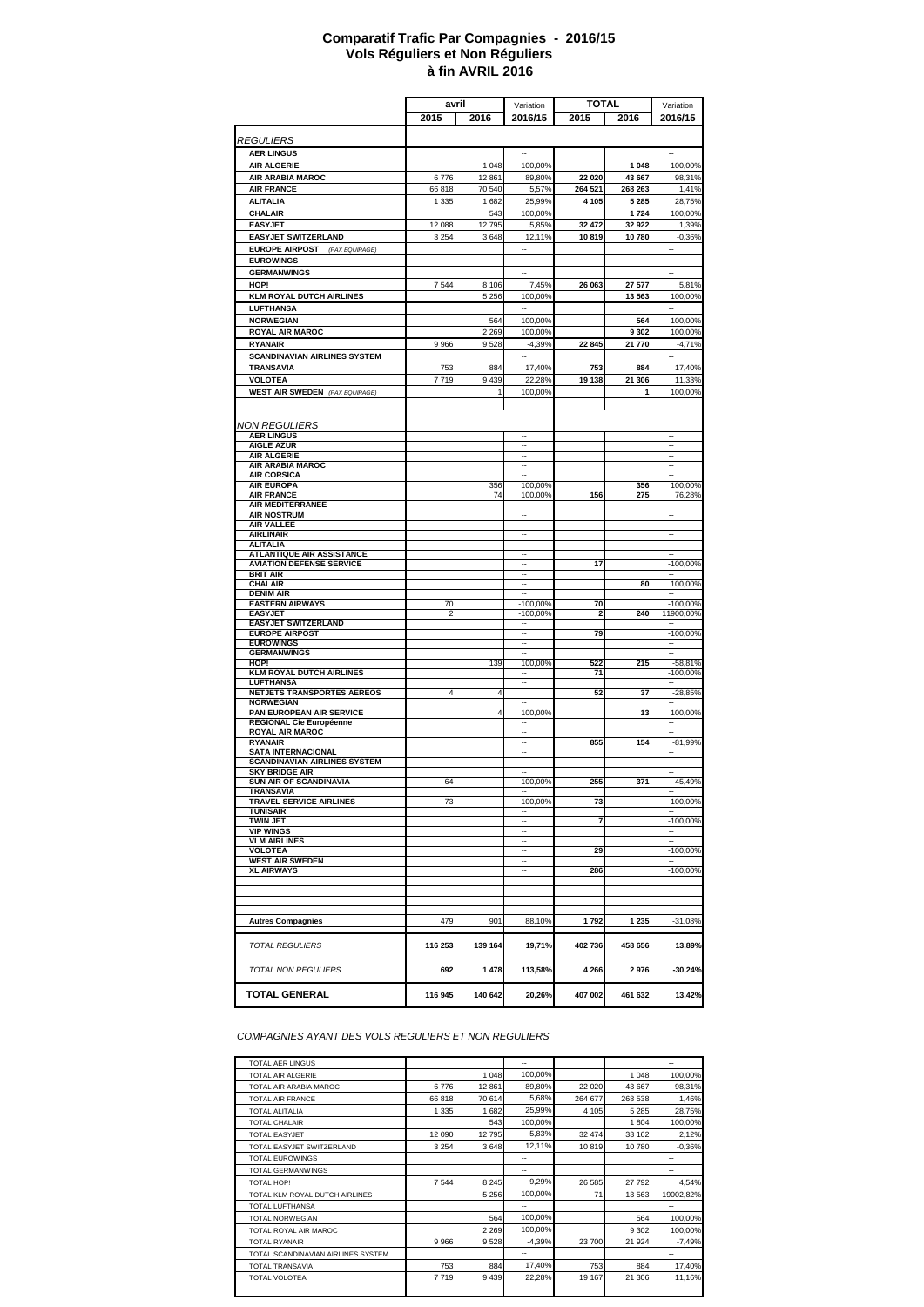# Comparatif Trafic Par Compagnies - 2016/15
## Vols Réguliers et Non Réguliers
## à fin AVRIL 2016

| | avril | | Variation | TOTAL | | Variation |
|---|---|---|---|---|---|---|
| | 2015 | 2016 | 2016/15 | 2015 | 2016 | 2016/15 |
| *REGULIERS* | | | | | | |
| **AER LINGUS** | | | -- | | | -- |
| **AIR ALGERIE** | | 1 048 | 100,00% | | **1 048** | 100,00% |
| **AIR ARABIA MAROC** | 6 776 | 12 861 | 89,80% | **22 020** | **43 667** | 98,31% |
| **AIR FRANCE** | 66 818 | 70 540 | 5,57% | **264 521** | **268 263** | 1,41% |
| **ALITALIA** | 1 335 | 1 682 | 25,99% | **4 105** | **5 285** | 28,75% |
| **CHALAIR** | | 543 | 100,00% | | **1 724** | 100,00% |
| **EASYJET** | 12 088 | 12 795 | 5,85% | **32 472** | **32 922** | 1,39% |
| **EASYJET SWITZERLAND** | 3 254 | 3 648 | 12,11% | **10 819** | **10 780** | -0,36% |
| **EUROPE AIRPOST** *(PAX EQUIPAGE)* | | | -- | | | -- |
| **EUROWINGS** | | | -- | | | -- |
| **GERMANWINGS** | | | -- | | | -- |
| **HOP!** | 7 544 | 8 106 | 7,45% | **26 063** | **27 577** | 5,81% |
| **KLM ROYAL DUTCH AIRLINES** | | 5 256 | 100,00% | | **13 563** | 100,00% |
| **LUFTHANSA** | | | -- | | | -- |
| **NORWEGIAN** | | 564 | 100,00% | | **564** | 100,00% |
| **ROYAL AIR MAROC** | | 2 269 | 100,00% | | **9 302** | 100,00% |
| **RYANAIR** | 9 966 | 9 528 | -4,39% | **22 845** | **21 770** | -4,71% |
| **SCANDINAVIAN AIRLINES SYSTEM** | | | -- | | | -- |
| **TRANSAVIA** | 753 | 884 | 17,40% | **753** | **884** | 17,40% |
| **VOLOTEA** | 7 719 | 9 439 | 22,28% | **19 138** | **21 306** | 11,33% |
| **WEST AIR SWEDEN** *(PAX EQUIPAGE)* | | 1 | 100,00% | | **1** | 100,00% |
| *NON REGULIERS* | | | | | | |
| **AER LINGUS** | | | -- | | | -- |
| **AIGLE AZUR** | | | -- | | | -- |
| **AIR ALGERIE** | | | -- | | | -- |
| **AIR ARABIA MAROC** | | | -- | | | -- |
| **AIR CORSICA** | | | -- | | | -- |
| **AIR EUROPA** | | 356 | 100,00% | | **356** | 100,00% |
| **AIR FRANCE** | | 74 | 100,00% | **156** | **275** | 76,28% |
| **AIR MEDITERRANEE** | | | -- | | | -- |
| **AIR NOSTRUM** | | | -- | | | -- |
| **AIR VALLEE** | | | -- | | | -- |
| **AIRLINAIR** | | | -- | | | -- |
| **ALITALIA** | | | -- | | | -- |
| **ATLANTIQUE AIR ASSISTANCE** | | | -- | | | -- |
| **AVIATION DEFENSE SERVICE** | | | -- | **17** | | -100,00% |
| **BRIT AIR** | | | -- | | | -- |
| **CHALAIR** | | | -- | | **80** | 100,00% |
| **DENIM AIR** | | | -- | | | -- |
| **EASTERN AIRWAYS** | 70 | | -100,00% | **70** | | -100,00% |
| **EASYJET** | 2 | | -100,00% | **2** | **240** | 11900,00% |
| **EASYJET SWITZERLAND** | | | -- | | | -- |
| **EUROPE AIRPOST** | | | -- | **79** | | -100,00% |
| **EUROWINGS** | | | -- | | | -- |
| **GERMANWINGS** | | | -- | | | -- |
| **HOP!** | | 139 | 100,00% | **522** | **215** | -58,81% |
| **KLM ROYAL DUTCH AIRLINES** | | | -- | **71** | | -100,00% |
| **LUFTHANSA** | | | -- | | | -- |
| **NETJETS TRANSPORTES AEREOS** | 4 | 4 | | **52** | **37** | -28,85% |
| **NORWEGIAN** | | | -- | | | -- |
| **PAN EUROPEAN AIR SERVICE** | | 4 | 100,00% | | **13** | 100,00% |
| **REGIONAL Cie Européenne** | | | -- | | | -- |
| **ROYAL AIR MAROC** | | | -- | | | -- |
| **RYANAIR** | | | -- | **855** | **154** | -81,99% |
| **SATA INTERNACIONAL** | | | -- | | | -- |
| **SCANDINAVIAN AIRLINES SYSTEM** | | | -- | | | -- |
| **SKY BRIDGE AIR** | | | -- | | | -- |
| **SUN AIR OF SCANDINAVIA** | 64 | | -100,00% | **255** | **371** | 45,49% |
| **TRANSAVIA** | | | -- | | | -- |
| **TRAVEL SERVICE AIRLINES** | 73 | | -100,00% | **73** | | -100,00% |
| **TUNISAIR** | | | -- | | | -- |
| **TWIN JET** | | | -- | **7** | | -100,00% |
| **VIP WINGS** | | | -- | | | -- |
| **VLM AIRLINES** | | | -- | | | -- |
| **VOLOTEA** | | | -- | **29** | | -100,00% |
| **WEST AIR SWEDEN** | | | -- | | | -- |
| **XL AIRWAYS** | | | -- | **286** | | -100,00% |
| **Autres Compagnies** | 479 | 901 | 88,10% | **1 792** | **1 235** | -31,08% |
| *TOTAL REGULIERS* | **116 253** | **139 164** | **19,71%** | **402 736** | **458 656** | **13,89%** |
| *TOTAL NON REGULIERS* | **692** | **1 478** | **113,58%** | **4 266** | **2 976** | **-30,24%** |
| **TOTAL GENERAL** | **116 945** | **140 642** | **20,26%** | **407 002** | **461 632** | **13,42%** |

*COMPAGNIES AYANT DES VOLS REGULIERS ET NON REGULIERS*

| | | | | | | |
|---|---|---|---|---|---|---|
| TOTAL AER LINGUS | | | -- | | | -- |
| TOTAL AIR ALGERIE | | 1 048 | 100,00% | | 1 048 | 100,00% |
| TOTAL AIR ARABIA MAROC | 6 776 | 12 861 | 89,80% | 22 020 | 43 667 | 98,31% |
| TOTAL AIR FRANCE | 66 818 | 70 614 | 5,68% | 264 677 | 268 538 | 1,46% |
| TOTAL ALITALIA | 1 335 | 1 682 | 25,99% | 4 105 | 5 285 | 28,75% |
| TOTAL CHALAIR | | 543 | 100,00% | | 1 804 | 100,00% |
| TOTAL EASYJET | 12 090 | 12 795 | 5,83% | 32 474 | 33 162 | 2,12% |
| TOTAL EASYJET SWITZERLAND | 3 254 | 3 648 | 12,11% | 10 819 | 10 780 | -0,36% |
| TOTAL EUROWINGS | | | -- | | | -- |
| TOTAL GERMANWINGS | | | -- | | | -- |
| TOTAL HOP! | 7 544 | 8 245 | 9,29% | 26 585 | 27 792 | 4,54% |
| TOTAL KLM ROYAL DUTCH AIRLINES | | 5 256 | 100,00% | 71 | 13 563 | 19002,82% |
| TOTAL LUFTHANSA | | | -- | | | -- |
| TOTAL NORWEGIAN | | 564 | 100,00% | | 564 | 100,00% |
| TOTAL ROYAL AIR MAROC | | 2 269 | 100,00% | | 9 302 | 100,00% |
| TOTAL RYANAIR | 9 966 | 9 528 | -4,39% | 23 700 | 21 924 | -7,49% |
| TOTAL SCANDINAVIAN AIRLINES SYSTEM | | | -- | | | -- |
| TOTAL TRANSAVIA | 753 | 884 | 17,40% | 753 | 884 | 17,40% |
| TOTAL VOLOTEA | 7 719 | 9 439 | 22,28% | 19 167 | 21 306 | 11,16% |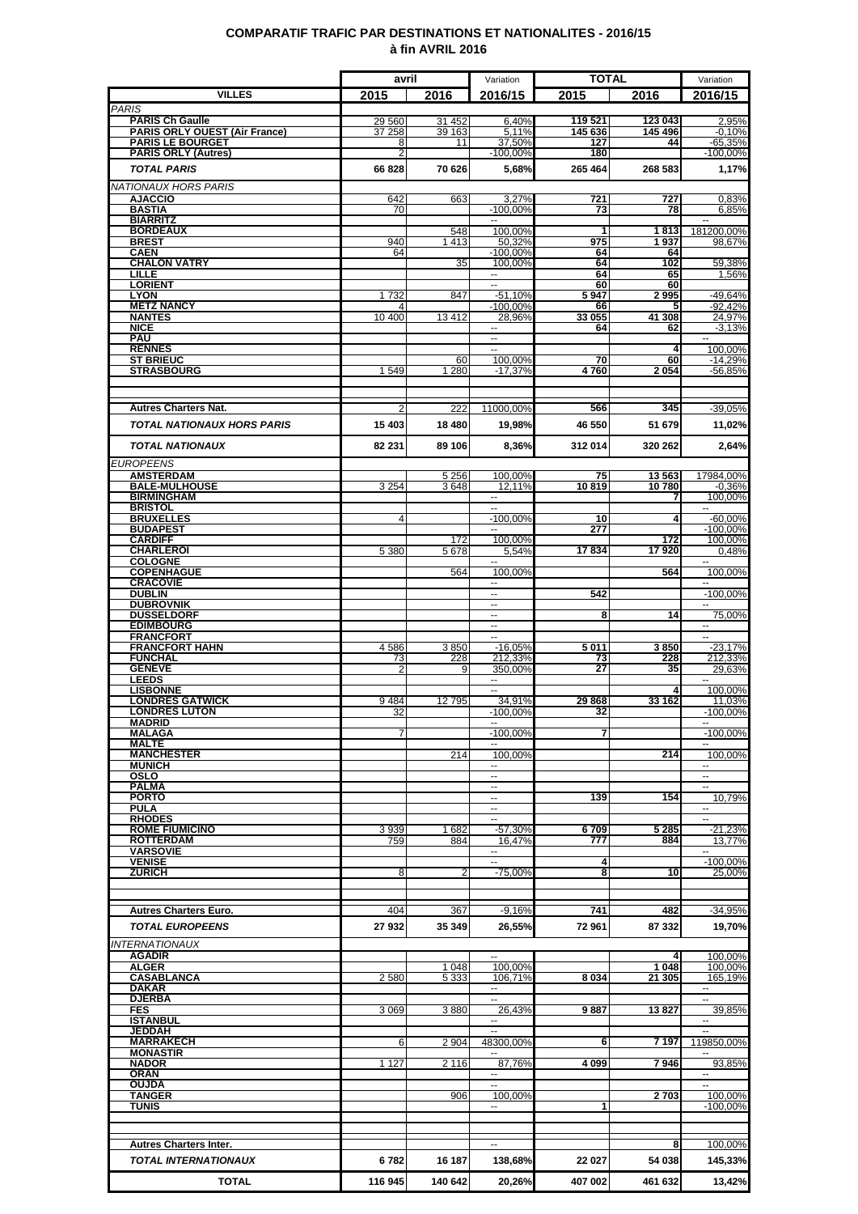## COMPARATIF TRAFIC PAR DESTINATIONS ET NATIONALITES - 2016/15
## à fin AVRIL 2016

| VILLES | avril 2015 | avril 2016 | Variation 2016/15 | TOTAL 2015 | TOTAL 2016 | Variation 2016/15 |
|---|---|---|---|---|---|---|
| *PARIS* | | | | | | |
| **PARIS Ch Gaulle** | 29 560 | 31 452 | 6,40% | 119 521 | 123 043 | 2,95% |
| **PARIS ORLY OUEST (Air France)** | 37 258 | 39 163 | 5,11% | 145 636 | 145 496 | -0,10% |
| **PARIS LE BOURGET** | 8 | 11 | 37,50% | 127 | 44 | -65,35% |
| **PARIS ORLY (Autres)** | 2 | | -100,00% | 180 | | -100,00% |
| ***TOTAL PARIS*** | **66 828** | **70 626** | **5,68%** | **265 464** | **268 583** | **1,17%** |
| *NATIONAUX HORS PARIS* | | | | | | |
| **AJACCIO** | 642 | 663 | 3,27% | 721 | 727 | 0,83% |
| **BASTIA** | 70 | | -100,00% | 73 | 78 | 6,85% |
| **BIARRITZ** | | | -- | | | -- |
| **BORDEAUX** | | 548 | 100,00% | 1 | 1 813 | 181200,00% |
| **BREST** | 940 | 1 413 | 50,32% | 975 | 1 937 | 98,67% |
| **CAEN** | 64 | | -100,00% | 64 | 64 | |
| **CHALON VATRY** | | 35 | 100,00% | 64 | 102 | 59,38% |
| **LILLE** | | | -- | 64 | 65 | 1,56% |
| **LORIENT** | | | -- | 60 | 60 | |
| **LYON** | 1 732 | 847 | -51,10% | 5 947 | 2 995 | -49,64% |
| **METZ NANCY** | 4 | | -100,00% | 66 | 5 | -92,42% |
| **NANTES** | 10 400 | 13 412 | 28,96% | 33 055 | 41 308 | 24,97% |
| **NICE** | | | -- | 64 | 62 | -3,13% |
| **PAU** | | | -- | | | -- |
| **RENNES** | | | -- | | 4 | 100,00% |
| **ST BRIEUC** | | 60 | 100,00% | 70 | 60 | -14,29% |
| **STRASBOURG** | 1 549 | 1 280 | -17,37% | 4 760 | 2 054 | -56,85% |
| **Autres Charters Nat.** | 2 | 222 | 11000,00% | 566 | 345 | -39,05% |
| ***TOTAL NATIONAUX HORS PARIS*** | **15 403** | **18 480** | **19,98%** | **46 550** | **51 679** | **11,02%** |
| ***TOTAL NATIONAUX*** | **82 231** | **89 106** | **8,36%** | **312 014** | **320 262** | **2,64%** |
| *EUROPEENS* | | | | | | |
| **AMSTERDAM** | | 5 256 | 100,00% | 75 | 13 563 | 17984,00% |
| **BALE-MULHOUSE** | 3 254 | 3 648 | 12,11% | 10 819 | 10 780 | -0,36% |
| **BIRMINGHAM** | | | -- | | 7 | 100,00% |
| **BRISTOL** | | | -- | | | -- |
| **BRUXELLES** | 4 | | -100,00% | 10 | 4 | -60,00% |
| **BUDAPEST** | | | -- | 277 | | -100,00% |
| **CARDIFF** | | 172 | 100,00% | | 172 | 100,00% |
| **CHARLEROI** | 5 380 | 5 678 | 5,54% | 17 834 | 17 920 | 0,48% |
| **COLOGNE** | | | -- | | | -- |
| **COPENHAGUE** | | 564 | 100,00% | | 564 | 100,00% |
| **CRACOVIE** | | | -- | | | -- |
| **DUBLIN** | | | -- | 542 | | -100,00% |
| **DUBROVNIK** | | | -- | | | -- |
| **DUSSELDORF** | | | -- | 8 | 14 | 75,00% |
| **EDIMBOURG** | | | -- | | | -- |
| **FRANCFORT** | | | -- | | | -- |
| **FRANCFORT HAHN** | 4 586 | 3 850 | -16,05% | 5 011 | 3 850 | -23,17% |
| **FUNCHAL** | 73 | 228 | 212,33% | 73 | 228 | 212,33% |
| **GENEVE** | 2 | 9 | 350,00% | 27 | 35 | 29,63% |
| **LEEDS** | | | -- | | | -- |
| **LISBONNE** | | | -- | | 4 | 100,00% |
| **LONDRES GATWICK** | 9 484 | 12 795 | 34,91% | 29 868 | 33 162 | 11,03% |
| **LONDRES LUTON** | 32 | | -100,00% | 32 | | -100,00% |
| **MADRID** | | | -- | | | -- |
| **MALAGA** | 7 | | -100,00% | 7 | | -100,00% |
| **MALTE** | | | -- | | | -- |
| **MANCHESTER** | | 214 | 100,00% | | 214 | 100,00% |
| **MUNICH** | | | -- | | | -- |
| **OSLO** | | | -- | | | -- |
| **PALMA** | | | -- | | | -- |
| **PORTO** | | | -- | 139 | 154 | 10,79% |
| **PULA** | | | -- | | | -- |
| **RHODES** | | | -- | | | -- |
| **ROME FIUMICINO** | 3 939 | 1 682 | -57,30% | 6 709 | 5 285 | -21,23% |
| **ROTTERDAM** | 759 | 884 | 16,47% | 777 | 884 | 13,77% |
| **VARSOVIE** | | | -- | | | -- |
| **VENISE** | | | -- | 4 | | -100,00% |
| **ZURICH** | 8 | 2 | -75,00% | 8 | 10 | 25,00% |
| **Autres Charters Euro.** | 404 | 367 | -9,16% | 741 | 482 | -34,95% |
| ***TOTAL EUROPEENS*** | **27 932** | **35 349** | **26,55%** | **72 961** | **87 332** | **19,70%** |
| *INTERNATIONAUX* | | | | | | |
| **AGADIR** | | | -- | | 4 | 100,00% |
| **ALGER** | | 1 048 | 100,00% | | 1 048 | 100,00% |
| **CASABLANCA** | 2 580 | 5 333 | 106,71% | 8 034 | 21 305 | 165,19% |
| **DAKAR** | | | -- | | | -- |
| **DJERBA** | | | -- | | | -- |
| **FES** | 3 069 | 3 880 | 26,43% | 9 887 | 13 827 | 39,85% |
| **ISTANBUL** | | | -- | | | -- |
| **JEDDAH** | | | -- | | | -- |
| **MARRAKECH** | 6 | 2 904 | 48300,00% | 6 | 7 197 | 119850,00% |
| **MONASTIR** | | | -- | | | -- |
| **NADOR** | 1 127 | 2 116 | 87,76% | 4 099 | 7 946 | 93,85% |
| **ORAN** | | | -- | | | -- |
| **OUJDA** | | | -- | | | -- |
| **TANGER** | | 906 | 100,00% | | 2 703 | 100,00% |
| **TUNIS** | | | -- | 1 | | -100,00% |
| **Autres Charters Inter.** | | | -- | | 8 | 100,00% |
| ***TOTAL INTERNATIONAUX*** | **6 782** | **16 187** | **138,68%** | **22 027** | **54 038** | **145,33%** |
| **TOTAL** | **116 945** | **140 642** | **20,26%** | **407 002** | **461 632** | **13,42%** |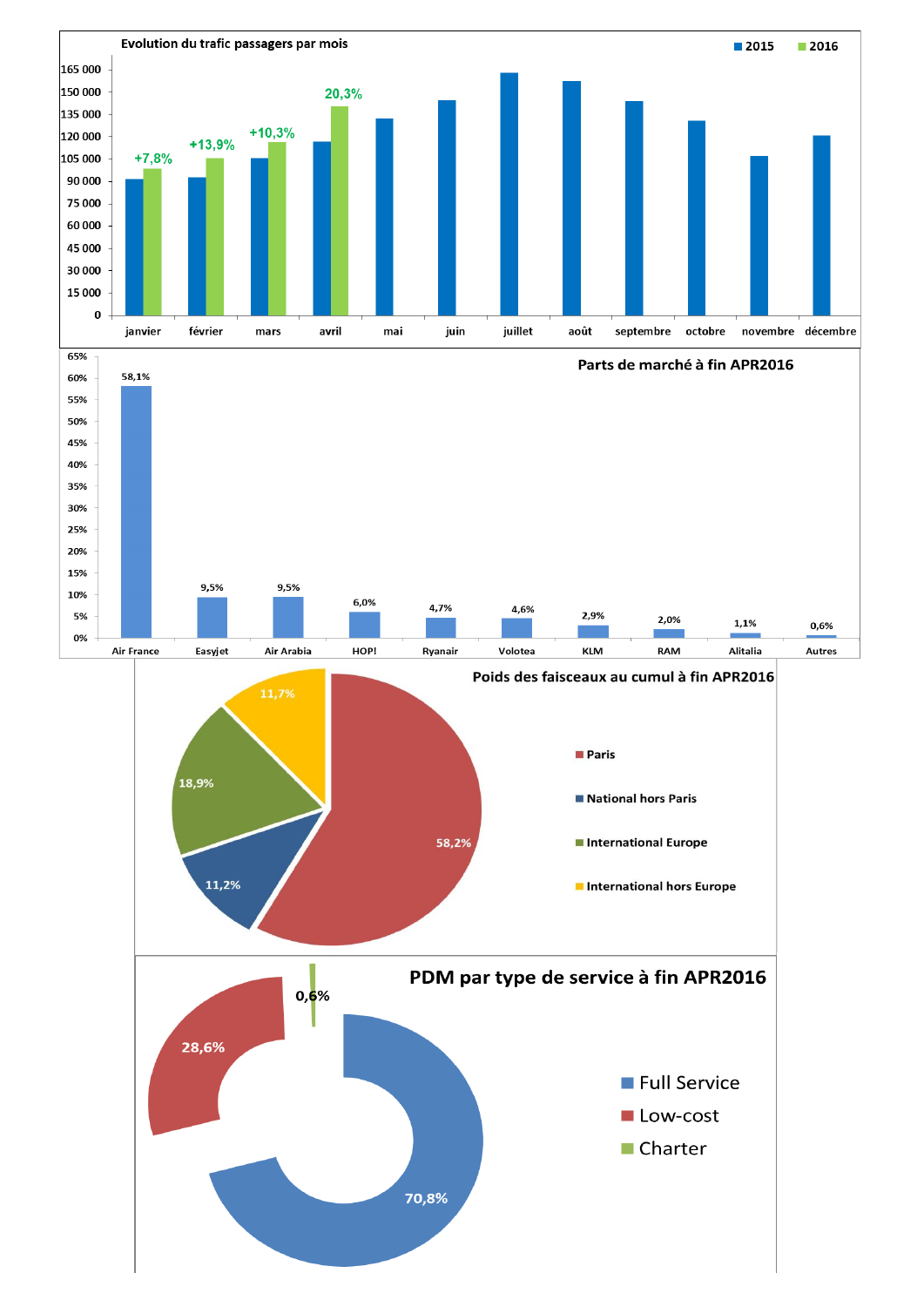Evolution du trafic passagers par mois

2015 2016

165 000
150 000
135 000
120 000
105 000
90 000
75 000
60 000
45 000
30 000
15 000
0

+7,8% +13,9% +10,3% 20,3%

janvier février mars avril mai juin juillet août septembre octobre novembre décembre

Parts de marché à fin APR2016

65% 60% 55% 50% 45% 40% 35% 30% 25% 20% 15% 10% 5% 0%

Air France 58,1%
Easyjet 9,5%
Air Arabia 9,5%
HOP! 6,0%
Ryanair 4,7%
Volotea 4,6%
KLM 2,9%
RAM 2,0%
Alitalia 1,1%
Autres 0,6%

Poids des faisceaux au cumul à fin APR2016

Paris 58,2%
National hors Paris 11,2%
International Europe 18,9%
International hors Europe 11,7%

PDM par type de service à fin APR2016

Full Service 70,8%
Low-cost 28,6%
Charter 0,6%